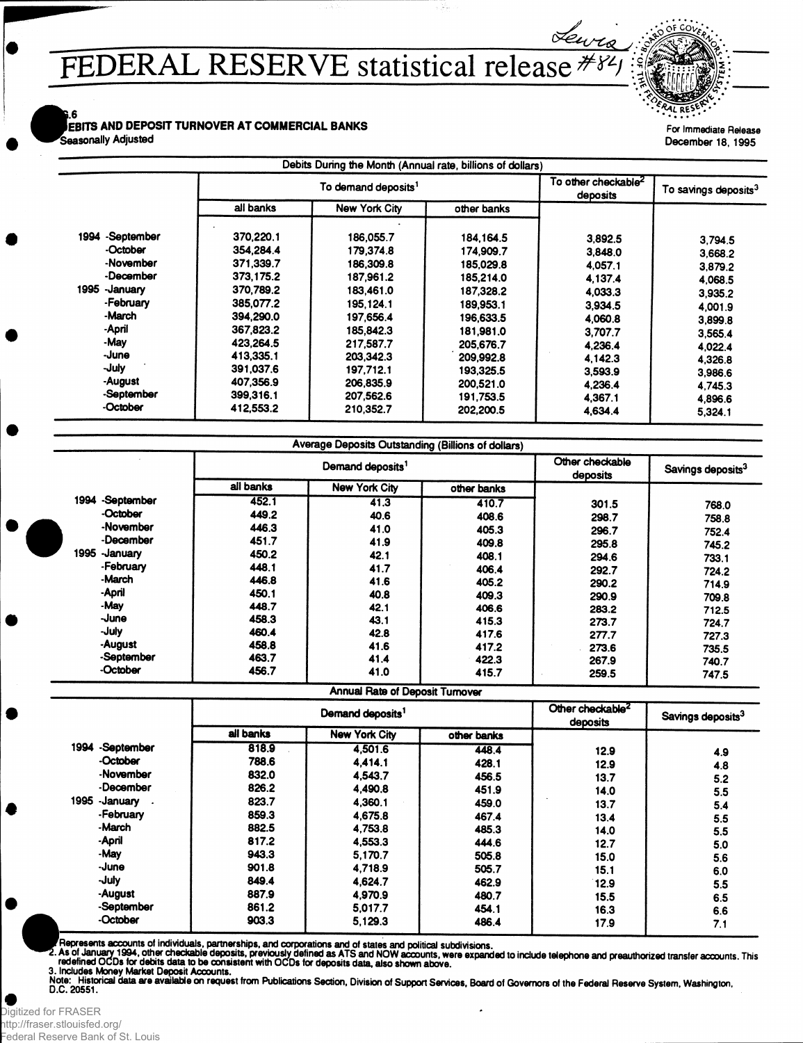# FEDERAL RESERVE statistical release

G.6
DEBITS AND DEPOSIT TURNOVER AT COMMERCIAL BANKS
Seasonally Adjusted

For Immediate Release
December 18, 1995

| | Debits During the Month (Annual rate, billions of dollars) | | | | |
|---|---|---|---|---|---|
| | To demand deposits[1] | | | To other checkable[2] deposits | To savings deposits[3] |
| | all banks | New York City | other banks | | |
| 1994 -September | 370,220.1 | 186,055.7 | 184,164.5 | 3,892.5 | 3,794.5 |
| -October | 354,284.4 | 179,374.8 | 174,909.7 | 3,848.0 | 3,668.2 |
| -November | 371,339.7 | 186,309.8 | 185,029.8 | 4,057.1 | 3,879.2 |
| -December | 373,175.2 | 187,961.2 | 185,214.0 | 4,137.4 | 4,068.5 |
| 1995 -January | 370,789.2 | 183,461.0 | 187,328.2 | 4,033.3 | 3,935.2 |
| -February | 385,077.2 | 195,124.1 | 189,953.1 | 3,934.5 | 4,001.9 |
| -March | 394,290.0 | 197,656.4 | 196,633.5 | 4,060.8 | 3,899.8 |
| -April | 367,823.2 | 185,842.3 | 181,981.0 | 3,707.7 | 3,565.4 |
| -May | 423,264.5 | 217,587.7 | 205,676.7 | 4,236.4 | 4,022.4 |
| -June | 413,335.1 | 203,342.3 | 209,992.8 | 4,142.3 | 4,326.8 |
| -July | 391,037.6 | 197,712.1 | 193,325.5 | 3,593.9 | 3,986.6 |
| -August | 407,356.9 | 206,835.9 | 200,521.0 | 4,236.4 | 4,745.3 |
| -September | 399,316.1 | 207,562.6 | 191,753.5 | 4,367.1 | 4,896.6 |
| -October | 412,553.2 | 210,352.7 | 202,200.5 | 4,634.4 | 5,324.1 |

| | Average Deposits Outstanding (Billions of dollars) | | | | |
|---|---|---|---|---|---|
| | Demand deposits[1] | | | Other checkable deposits | Savings deposits[3] |
| | all banks | New York City | other banks | | |
| 1994 -September | 452.1 | 41.3 | 410.7 | 301.5 | 768.0 |
| -October | 449.2 | 40.6 | 408.6 | 298.7 | 758.8 |
| -November | 446.3 | 41.0 | 405.3 | 296.7 | 752.4 |
| -December | 451.7 | 41.9 | 409.8 | 295.8 | 745.2 |
| 1995 -January | 450.2 | 42.1 | 408.1 | 294.6 | 733.1 |
| -February | 448.1 | 41.7 | 406.4 | 292.7 | 724.2 |
| -March | 446.8 | 41.6 | 405.2 | 290.2 | 714.9 |
| -April | 450.1 | 40.8 | 409.3 | 290.9 | 709.8 |
| -May | 448.7 | 42.1 | 406.6 | 283.2 | 712.5 |
| -June | 458.3 | 43.1 | 415.3 | 273.7 | 724.7 |
| -July | 460.4 | 42.8 | 417.6 | 277.7 | 727.3 |
| -August | 458.8 | 41.6 | 417.2 | 273.6 | 735.5 |
| -September | 463.7 | 41.4 | 422.3 | 267.9 | 740.7 |
| -October | 456.7 | 41.0 | 415.7 | 259.5 | 747.5 |

| | Annual Rate of Deposit Turnover | | | | |
|---|---|---|---|---|---|
| | Demand deposits[1] | | | Other checkable[2] deposits | Savings deposits[3] |
| | all banks | New York City | other banks | | |
| 1994 -September | 818.9 | 4,501.6 | 448.4 | 12.9 | 4.9 |
| -October | 788.6 | 4,414.1 | 428.1 | 12.9 | 4.8 |
| -November | 832.0 | 4,543.7 | 456.5 | 13.7 | 5.2 |
| -December | 826.2 | 4,490.8 | 451.9 | 14.0 | 5.5 |
| 1995 -January | 823.7 | 4,360.1 | 459.0 | 13.7 | 5.4 |
| -February | 859.3 | 4,675.8 | 467.4 | 13.4 | 5.5 |
| -March | 882.5 | 4,753.8 | 485.3 | 14.0 | 5.5 |
| -April | 817.2 | 4,553.3 | 444.6 | 12.7 | 5.0 |
| -May | 943.3 | 5,170.7 | 505.8 | 15.0 | 5.6 |
| -June | 901.8 | 4,718.9 | 505.7 | 15.1 | 6.0 |
| -July | 849.4 | 4,624.7 | 462.9 | 12.9 | 5.5 |
| -August | 887.9 | 4,970.9 | 480.7 | 15.5 | 6.5 |
| -September | 861.2 | 5,017.7 | 454.1 | 16.3 | 6.6 |
| -October | 903.3 | 5,129.3 | 486.4 | 17.9 | 7.1 |

1. Represents accounts of individuals, partnerships, and corporations and of states and political subdivisions.
2. As of January 1994, other checkable deposits, previously defined as ATS and NOW accounts, were expanded to include telephone and preauthorized transfer accounts. This redefined OCDs for debits data to be consistent with OCDs for deposits data, also shown above.
3. Includes Money Market Deposit Accounts.

Note: Historical data are available on request from Publications Section, Division of Support Services, Board of Governors of the Federal Reserve System, Washington, D.C. 20551.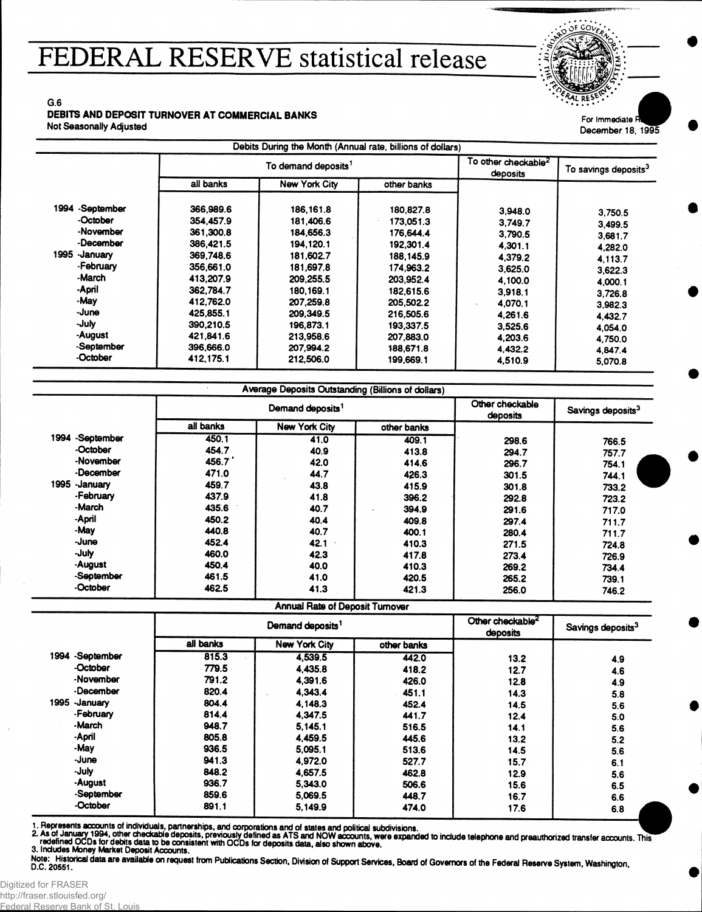# FEDERAL RESERVE statistical release

G.6
**DEBITS AND DEPOSIT TURNOVER AT COMMERCIAL BANKS**
Not Seasonally Adjusted

For Immediate Release
December 18, 1995

**Debits During the Month (Annual rate, billions of dollars)**

| | To demand deposits[1] | | | To other checkable[2] deposits | To savings deposits[3] |
|---|---|---|---|---|---|
| | all banks | New York City | other banks | | |
| 1994 -September | 366,989.6 | 186,161.8 | 180,827.8 | 3,948.0 | 3,750.5 |
| -October | 354,457.9 | 181,406.6 | 173,051.3 | 3,749.7 | 3,499.5 |
| -November | 361,300.8 | 184,656.3 | 176,644.4 | 3,790.5 | 3,681.7 |
| -December | 386,421.5 | 194,120.1 | 192,301.4 | 4,301.1 | 4,282.0 |
| 1995 -January | 369,748.6 | 181,602.7 | 188,145.9 | 4,379.2 | 4,113.7 |
| -February | 356,661.0 | 181,697.8 | 174,963.2 | 3,625.0 | 3,622.3 |
| -March | 413,207.9 | 209,255.5 | 203,952.4 | 4,100.0 | 4,000.1 |
| -April | 362,784.7 | 180,169.1 | 182,615.6 | 3,918.1 | 3,726.8 |
| -May | 412,762.0 | 207,259.8 | 205,502.2 | 4,070.1 | 3,982.3 |
| -June | 425,855.1 | 209,349.5 | 216,505.6 | 4,261.6 | 4,432.7 |
| -July | 390,210.5 | 196,873.1 | 193,337.5 | 3,525.6 | 4,054.0 |
| -August | 421,841.6 | 213,958.6 | 207,883.0 | 4,203.6 | 4,750.0 |
| -September | 396,666.0 | 207,994.2 | 188,671.8 | 4,432.2 | 4,847.4 |
| -October | 412,175.1 | 212,506.0 | 199,669.1 | 4,510.9 | 5,070.8 |

**Average Deposits Outstanding (Billions of dollars)**

| | Demand deposits[1] | | | Other checkable deposits | Savings deposits[3] |
|---|---|---|---|---|---|
| | all banks | New York City | other banks | | |
| 1994 -September | 450.1 | 41.0 | 409.1 | 298.6 | 766.5 |
| -October | 454.7 | 40.9 | 413.8 | 294.7 | 757.7 |
| -November | 456.7 | 42.0 | 414.6 | 296.7 | 754.1 |
| -December | 471.0 | 44.7 | 426.3 | 301.5 | 744.1 |
| 1995 -January | 459.7 | 43.8 | 415.9 | 301.8 | 733.2 |
| -February | 437.9 | 41.8 | 396.2 | 292.8 | 723.2 |
| -March | 435.6 | 40.7 | 394.9 | 291.6 | 717.0 |
| -April | 450.2 | 40.4 | 409.8 | 297.4 | 711.7 |
| -May | 440.8 | 40.7 | 400.1 | 280.4 | 711.7 |
| -June | 452.4 | 42.1 | 410.3 | 271.5 | 724.8 |
| -July | 460.0 | 42.3 | 417.8 | 273.4 | 726.9 |
| -August | 450.4 | 40.0 | 410.3 | 269.2 | 734.4 |
| -September | 461.5 | 41.0 | 420.5 | 265.2 | 739.1 |
| -October | 462.5 | 41.3 | 421.3 | 256.0 | 746.2 |

**Annual Rate of Deposit Turnover**

| | Demand deposits[1] | | | Other checkable[2] deposits | Savings deposits[3] |
|---|---|---|---|---|---|
| | all banks | New York City | other banks | | |
| 1994 -September | 815.3 | 4,539.5 | 442.0 | 13.2 | 4.9 |
| -October | 779.5 | 4,435.8 | 418.2 | 12.7 | 4.6 |
| -November | 791.2 | 4,391.6 | 426.0 | 12.8 | 4.9 |
| -December | 820.4 | 4,343.4 | 451.1 | 14.3 | 5.8 |
| 1995 -January | 804.4 | 4,148.3 | 452.4 | 14.5 | 5.6 |
| -February | 814.4 | 4,347.5 | 441.7 | 12.4 | 5.0 |
| -March | 948.7 | 5,145.1 | 516.5 | 14.1 | 5.6 |
| -April | 805.8 | 4,459.5 | 445.6 | 13.2 | 5.2 |
| -May | 936.5 | 5,095.1 | 513.6 | 14.5 | 5.6 |
| -June | 941.3 | 4,972.0 | 527.7 | 15.7 | 6.1 |
| -July | 848.2 | 4,657.5 | 462.8 | 12.9 | 5.6 |
| -August | 936.7 | 5,343.0 | 506.6 | 15.6 | 6.5 |
| -September | 859.6 | 5,069.5 | 448.7 | 16.7 | 6.6 |
| -October | 891.1 | 5,149.9 | 474.0 | 17.6 | 6.8 |

1. Represents accounts of individuals, partnerships, and corporations and of states and political subdivisions.
2. As of January 1994, other checkable deposits, previously defined as ATS and NOW accounts, were expanded to include telephone and preauthorized transfer accounts. This redefined OCDs for debits data to be consistent with OCDs for deposits data, also shown above.
3. Includes Money Market Deposit Accounts.

Note: Historical data are available on request from Publications Section, Division of Support Services, Board of Governors of the Federal Reserve System, Washington, D.C. 20551.